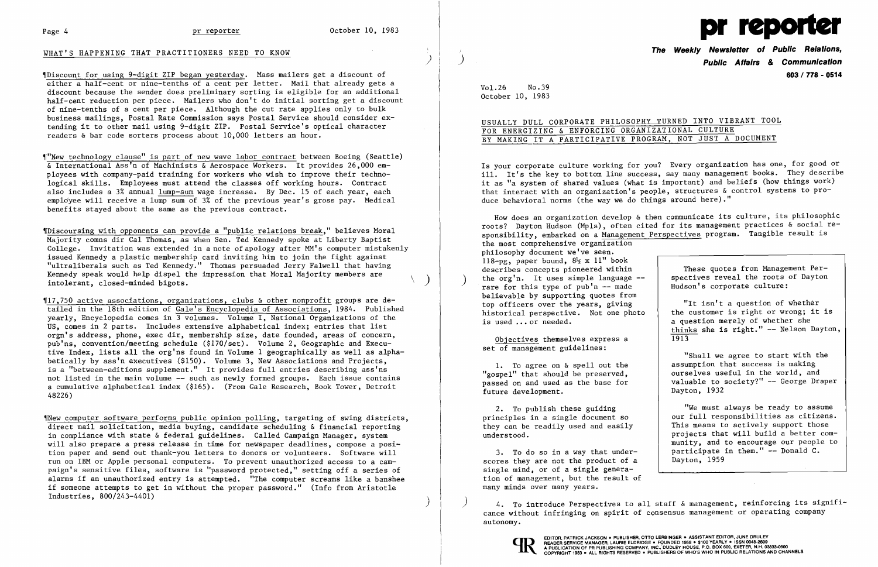## WHAT'S HAPPENING THAT PRACTITIONERS NEED TO KNOW

¶Discount for using 9-digit ZIP began yesterday. Mass mailers get a discount of either a half-cent or nine-tenths of a cent per letter. Mail that already gets a discount because the sender does preliminary sorting is eligible for an additional half-cent reduction per piece. Mailers who don't do initial sorting get a discount of nine-tenths of a cent per piece. Although the cut rate applies only to bulk business mailings, Postal Rate Commission says Postal Service should consider extending it to other mail using 9-digit ZIP. Postal Service's optical character readers & bar code sorters process about 10,000 letters an hour.

¶"New technology clause" is part of new wave labor contract between Boeing (Seattle) & International Ass'n of Machinists & Aerospace Workers. It provides 26,000 employees with company-paid training for workers who wish to improve their technological skills. Employees must attend the classes off working hours. Contract also includes a 3% annual lump-sum wage increase. By Dec. 15 of each year, each employee will receive a lump sum of 3% of the previous year's gross pay. Medical benefits stayed about the same as the previous contract.

¶Discoursing with opponents can provide a "public relations break," believes Moral Majority comns dir Cal Thomas, as when Sen. Ted Kennedy spoke at Liberty Baptist College. Invitation was extended in a note of apology after MM's computer mistakenly issued Kennedy a plastic membership card inviting him to join the fight against "ultraliberals such as Ted Kennedy." Thomas persuaded Jerry Falwell that having Kennedy speak would help dispel the impression that Moral Majority members are intolerant, closed-minded bigots.

¶17,750 active associations, organizations, clubs & other nonprofit groups are detailed in the 18th edition of Gale's Encyclopedia of Associations, 1984. Published yearly, Encyclopedia comes in 3 volumes. Volume I, National Organizations of the US, comes in 2 parts. Includes extensive alphabetical index; entries that list orgn's address, phone, exec dir, membership size, date founded, areas of concern, pub'ns, convention/meeting schedule ($170/set). Volume 2, Geographic and Executive Index, lists all the org'ns found in Volume 1 geographically as well as alphabetically by ass'n executives ($150). Volume 3, New Associations and Projects, is a "between-editions supplement." It provides full entries describing ass'ns not listed in the main volume -- such as newly formed groups. Each issue contains a cumulative alphabetical index ($165). (From Gale Research, Book Tower, Detroit 48226)

¶New computer software performs public opinion polling, targeting of swing districts, direct mail solicitation, media buying, candidate scheduling & financial reporting in compliance with state & federal guidelines. Called Campaign Manager, system will also prepare a press release in time for newspaper deadlines, compose a position paper and send out thank-you letters to donors or volunteers. Software will run on IBM or Apple personal computers. To prevent unauthorized access to a campaign's sensitive files, software is "password protected," setting off a series of alarms if an unauthorized entry is attempted. "The computer screams like a banshee if someone attempts to get in without the proper password." (Info from Aristotle Industries, 800/243-4401)

# pr reporter

**The Weekly Newsletter of Public Relations, Public Affairs & Communication**

**603 / 778 - 0514**

Vol.26 No.39
October 10, 1983

## USUALLY DULL CORPORATE PHILOSOPHY TURNED INTO VIBRANT TOOL FOR ENERGIZING & ENFORCING ORGANIZATIONAL CULTURE BY MAKING IT A PARTICIPATIVE PROGRAM, NOT JUST A DOCUMENT

Is your corporate culture working for you? Every organization has one, for good or ill. It's the key to bottom line success, say many management books. They describe it as "a system of shared values (what is important) and beliefs (how things work) that interact with an organization's people, structures & control systems to produce behavioral norms (the way we do things around here)."

How does an organization develop & then communicate its culture, its philosophic roots? Dayton Hudson (Mpls), often cited for its management practices & social responsibility, embarked on a Management Perspectives program. Tangible result is the most comprehensive organization philosophy document we've seen. 118-pg, paper bound, $8\frac{1}{2}$ x 11" book describes concepts pioneered within the org'n. It uses simple language -- rare for this type of pub'n -- made believable by supporting quotes from top officers over the years, giving historical perspective. Not one photo is used ... or needed.

Objectives themselves express a set of management guidelines:

1. To agree on & spell out the "gospel" that should be preserved, passed on and used as the base for future development.

2. To publish these guiding principles in a single document so they can be readily used and easily understood.

3. To do so in a way that underscores they are not the product of a single mind, or of a single generation of management, but the result of many minds over many years.

4. To introduce Perspectives to all staff & management, reinforcing its significance without infringing on spirit of consensus management or operating company autonomy.

> These quotes from Management Perspectives reveal the roots of Dayton Hudson's corporate culture:
>
> "It isn't a question of whether the customer is right or wrong; it is a question merely of whether she thinks she is right." -- Nelson Dayton, 1913
>
> "Shall we agree to start with the assumption that success is making ourselves useful in the world, and valuable to society?" -- George Draper Dayton, 1932
>
> "We must always be ready to assume our full responsibilities as citizens. This means to actively support those projects that will build a better community, and to encourage our people to participate in them." -- Donald C. Dayton, 1959

EDITOR, PATRICK JACKSON • PUBLISHER, OTTO LERBINGER • ASSISTANT EDITOR, JUNE DRULEY
READER SERVICE MANAGER, LAURIE ELDRIDGE • FOUNDED 1958 • $100 YEARLY • ISSN 0048-2609
A PUBLICATION OF PR PUBLISHING COMPANY, INC., DUDLEY HOUSE, P.O. BOX 600, EXETER, N.H. 03833-0600
COPYRIGHT 1983 • ALL RIGHTS RESERVED • PUBLISHERS OF WHO'S WHO IN PUBLIC RELATIONS AND CHANNELS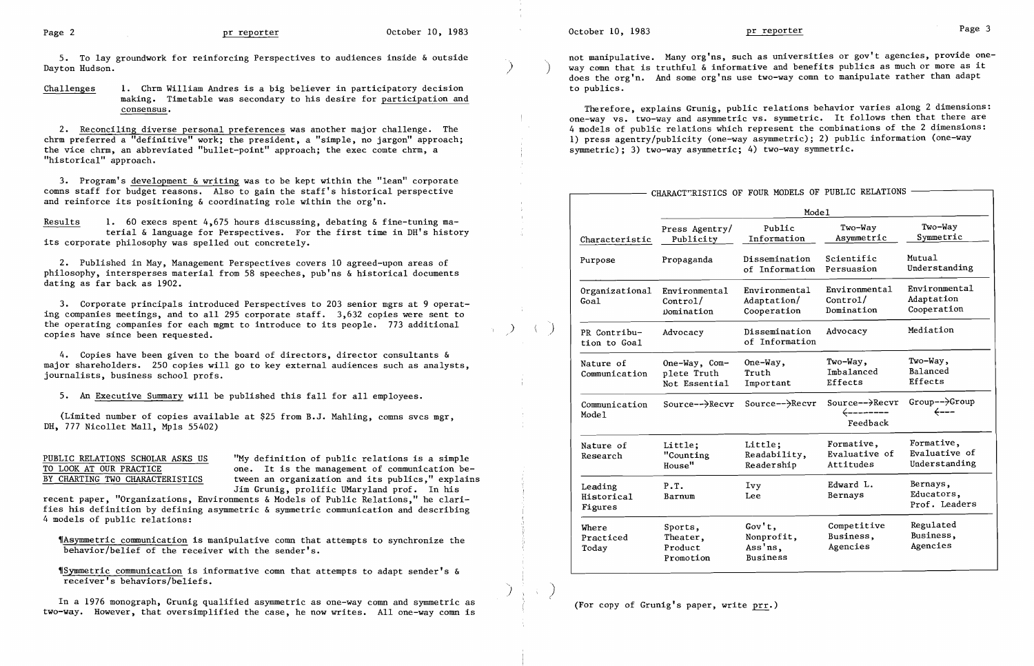5. To lay groundwork for reinforcing Perspectives to audiences inside & outside Dayton Hudson.

Challenges 1. Chrm William Andres is a big believer in participatory decision making. Timetable was secondary to his desire for participation and consensus.

2. Reconciling diverse personal preferences was another major challenge. The chrm preferred a "definitive" work; the president, a "simple, no jargon" approach; the vice chrm, an abbreviated "bullet-point" approach; the exec comte chrm, a "historical" approach.

3. Program's development & writing was to be kept within the "lean" corporate comns staff for budget reasons. Also to gain the staff's historical perspective and reinforce its positioning & coordinating role within the org'n.

Results 1. 60 execs spent 4,675 hours discussing, debating & fine-tuning material & language for Perspectives. For the first time in DH's history its corporate philosophy was spelled out concretely.

2. Published in May, Management Perspectives covers 10 agreed-upon areas of philosophy, intersperses material from 58 speeches, pub'ns & historical documents dating as far back as 1902.

3. Corporate principals introduced Perspectives to 203 senior mgrs at 9 operating companies meetings, and to all 295 corporate staff. 3,632 copies were sent to the operating companies for each mgmt to introduce to its people. 773 additional copies have since been requested.

4. Copies have been given to the board of directors, director consultants & major shareholders. 250 copies will go to key external audiences such as analysts, journalists, business school profs.

5. An Executive Summary will be published this fall for all employees.

(Limited number of copies available at $25 from B.J. Mahling, comns svcs mgr, DH, 777 Nicollet Mall, Mpls 55402)

## PUBLIC RELATIONS SCHOLAR ASKS US TO LOOK AT OUR PRACTICE BY CHARTING TWO CHARACTERISTICS

"My definition of public relations is a simple one. It is the management of communication between an organization and its publics," explains Jim Grunig, prolific UMaryland prof. In his recent paper, "Organizations, Environments & Models of Public Relations," he clarifies his definition by defining asymmetric & symmetric communication and describing 4 models of public relations:

¶Asymmetric communication is manipulative comn that attempts to synchronize the behavior/belief of the receiver with the sender's.

¶Symmetric communication is informative comn that attempts to adapt sender's & receiver's behaviors/beliefs.

In a 1976 monograph, Grunig qualified asymmetric as one-way comn and symmetric as two-way. However, that oversimplified the case, he now writes. All one-way comn is not manipulative. Many org'ns, such as universities or gov't agencies, provide one-way comn that is truthful & informative and benefits publics as much or more as it does the org'n. And some org'ns use two-way comn to manipulate rather than adapt to publics.

Therefore, explains Grunig, public relations behavior varies along 2 dimensions: one-way vs. two-way and asymmetric vs. symmetric. It follows then that there are 4 models of public relations which represent the combinations of the 2 dimensions: 1) press agentry/publicity (one-way asymmetric); 2) public information (one-way symmetric); 3) two-way asymmetric; 4) two-way symmetric.

CHARACTERISTICS OF FOUR MODELS OF PUBLIC RELATIONS

| | Model | | | |
|---|---|---|---|---|
| Characteristic | Press Agentry/ Publicity | Public Information | Two-Way Asymmetric | Two-Way Symmetric |
| Purpose | Propaganda | Dissemination of Information | Scientific Persuasion | Mutual Understanding |
| Organizational Goal | Environmental Control/ Domination | Environmental Adaptation/ Cooperation | Environmental Control/ Domination | Environmental Adaptation Cooperation |
| PR Contribution to Goal | Advocacy | Dissemination of Information | Advocacy | Mediation |
| Nature of Communication | One-Way, Complete Truth Not Essential | One-Way, Truth Important | Two-Way, Imbalanced Effects | Two-Way, Balanced Effects |
| Communication Model | Source→Recvr | Source→Recvr | Source→Recvr ← Feedback | Group→Group ← |
| Nature of Research | Little; "Counting House" | Little; Readability, Readership | Formative, Evaluative of Attitudes | Formative, Evaluative of Understanding |
| Leading Historical Figures | P.T. Barnum | Ivy Lee | Edward L. Bernays | Bernays, Educators, Prof. Leaders |
| Where Practiced Today | Sports, Theater, Product Promotion | Gov't, Nonprofit, Ass'ns, Business | Competitive Business, Agencies | Regulated Business, Agencies |

(For copy of Grunig's paper, write prr.)